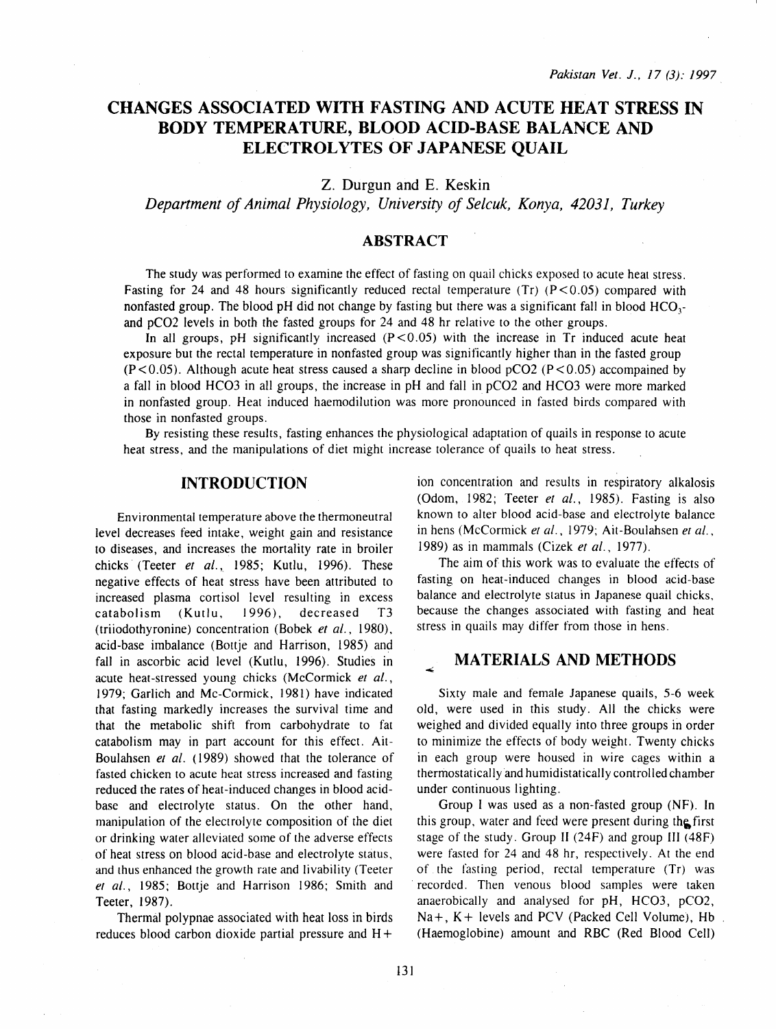# CHANGES ASSOCIATED WITH FASTING AND ACUTE HEAT STRESS IN BODY TEMPERATURE, BLOOD ACID-BASE BALANCE AND ELECTROLYTES OF JAPANESE QUAIL

Z. Durgun and E. Keskin

*Department of Animal Physiology, University of Selcuk, Konya, 42031, Turkey*

## ABSTRACT

The study was performed to examine the effect of fasting on quail chicks exposed to acute heat stress. Fasting for 24 and 48 hours significantly reduced rectal temperature (Tr) ($P<0.05$) compared with nonfasted group. The blood pH did not change by fasting but there was a significant fall in blood $HCO_3$- and pCO2 levels in both the fasted groups for 24 and 48 hr relative to the other groups.

In all groups, pH significantly increased ($P<0.05$) with the increase in Tr induced acute heat exposure but the rectal temperature in nonfasted group was significantly higher than in the fasted group ($P<0.05$). Although acute heat stress caused a sharp decline in blood pCO2 ($P<0.05$) accompained by a fall in blood HCO3 in all groups, the increase in pH and fall in pCO2 and HCO3 were more marked in nonfasted group. Heat induced haemodilution was more pronounced in fasted birds compared with those in nonfasted groups.

By resisting these results, fasting enhances the physiological adaptation of quails in response to acute heat stress, and the manipulations of diet might increase tolerance of quails to heat stress.

## INTRODUCTION

Environmental temperature above the thermoneutral level decreases feed intake, weight gain and resistance to diseases, and increases the mortality rate in broiler chicks (Teeter *et al.*, 1985; Kutlu, 1996). These negative effects of heat stress have been attributed to increased plasma cortisol level resulting in excess catabolism (Kutlu, 1996), decreased T3 (triiodothyronine) concentration (Bobek *et al.*, 1980), acid-base imbalance (Bottje and Harrison, 1985) and fall in ascorbic acid level (Kutlu, 1996). Studies in acute heat-stressed young chicks (McCormick *et al.*, 1979; Garlich and Mc-Cormick, 1981) have indicated that fasting markedly increases the survival time and that the metabolic shift from carbohydrate to fat catabolism may in part account for this effect. Ait-Boulahsen *et al.* (1989) showed that the tolerance of fasted chicken to acute heat stress increased and fasting reduced the rates of heat-induced changes in blood acid-base and electrolyte status. On the other hand, manipulation of the electrolyte composition of the diet or drinking water alleviated some of the adverse effects of heat stress on blood acid-base and electrolyte status, and thus enhanced the growth rate and livability (Teeter *et al.*, 1985; Bottje and Harrison 1986; Smith and Teeter, 1987).

Thermal polypnae associated with heat loss in birds reduces blood carbon dioxide partial pressure and H+ ion concentration and results in respiratory alkalosis (Odom, 1982; Teeter *et al.*, 1985). Fasting is also known to alter blood acid-base and electrolyte balance in hens (McCormick *et al.*, 1979; Ait-Boulahsen *et al.*, 1989) as in mammals (Cizek *et al.*, 1977).

The aim of this work was to evaluate the effects of fasting on heat-induced changes in blood acid-base balance and electrolyte status in Japanese quail chicks, because the changes associated with fasting and heat stress in quails may differ from those in hens.

## MATERIALS AND METHODS

Sixty male and female Japanese quails, 5-6 week old, were used in this study. All the chicks were weighed and divided equally into three groups in order to minimize the effects of body weight. Twenty chicks in each group were housed in wire cages within a thermostatically and humidistatically controlled chamber under continuous lighting.

Group I was used as a non-fasted group (NF). In this group, water and feed were present during the first stage of the study. Group II (24F) and group III (48F) were fasted for 24 and 48 hr, respectively. At the end of the fasting period, rectal temperature (Tr) was recorded. Then venous blood samples were taken anaerobically and analysed for pH, HCO3, pCO2, Na+, K+ levels and PCV (Packed Cell Volume), Hb (Haemoglobine) amount and RBC (Red Blood Cell)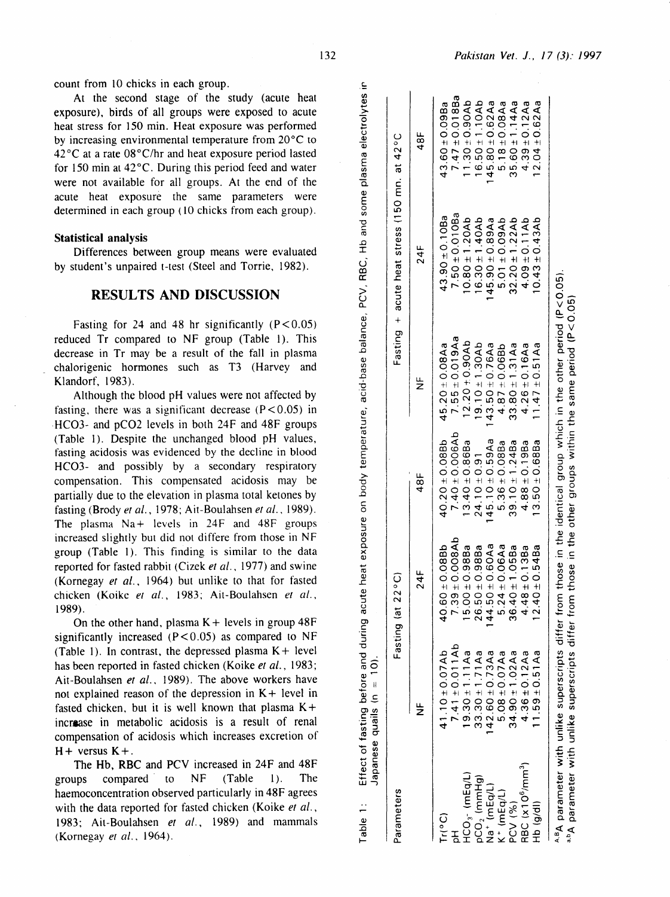count from 10 chicks in each group.

At the second stage of the study (acute heat exposure), birds of all groups were exposed to acute heat stress for 150 min. Heat exposure was performed by increasing environmental temperature from 20°C to 42°C at a rate 08°C/hr and heat exposure period lasted for 150 min at 42°C. During this period feed and water were not available for all groups. At the end of the acute heat exposure the same parameters were determined in each group (10 chicks from each group).

### Statistical analysis

Differences between group means were evaluated by student's unpaired t-test (Steel and Torrie, 1982).

## RESULTS AND DISCUSSION

Fasting for 24 and 48 hr significantly ($P<0.05$) reduced Tr compared to NF group (Table 1). This decrease in Tr may be a result of the fall in plasma chalorigenic hormones such as T3 (Harvey and Klandorf, 1983).

Although the blood pH values were not affected by fasting, there was a significant decrease ($P<0.05$) in $HCO_3^-$ and $pCO_2$ levels in both 24F and 48F groups (Table 1). Despite the unchanged blood pH values, fasting acidosis was evidenced by the decline in blood $HCO_3^-$ and possibly by a secondary respiratory compensation. This compensated acidosis may be partially due to the elevation in plasma total ketones by fasting (Brody *et al.*, 1978; Ait-Boulahsen *et al.*, 1989). The plasma $Na^+$ levels in 24F and 48F groups increased slightly but did not differ from those in NF group (Table 1). This finding is similar to the data reported for fasted rabbit (Cizek *et al.*, 1977) and swine (Kornegay *et al.*, 1964) but unlike to that for fasted chicken (Koike *et al.*, 1983; Ait-Boulahsen *et al.*, 1989).

On the other hand, plasma $K^+$ levels in group 48F significantly increased ($P<0.05$) as compared to NF (Table 1). In contrast, the depressed plasma $K^+$ level has been reported in fasted chicken (Koike *et al.*, 1983; Ait-Boulahsen *et al.*, 1989). The above workers have not explained reason of the depression in $K^+$ level in fasted chicken, but it is well known that plasma $K^+$ increase in metabolic acidosis is a result of renal compensation of acidosis which increases excretion of $H^+$ versus $K^+$.

The Hb, RBC and PCV increased in 24F and 48F groups compared to NF (Table 1). The haemoconcentration observed particularly in 48F agrees with the data reported for fasted chicken (Koike *et al.*, 1983; Ait-Boulahsen *et al.*, 1989) and mammals (Kornegay *et al.*, 1964).

Table 1: Effect of fasting before and during acute heat exposure on body temperature, acid-base balance, PCV, RBC, Hb and some plasma electrolytes in Japanese quails (n = 10).

| Parameters | Fasting (at 22°C) | | | Fasting + acute heat stress (150 mn. at 42°C) | | |
|---|---|---|---|---|---|---|
| | NF | 24F | 48F | NF | 24F | 48F |
| Tr(°C) | 41.10 ± 0.07Ab | 40.60 ± 0.08Bb | 40.20 ± 0.08Bb | 45.20 ± 0.08Aa | 43.90 ± 0.10Ba | 43.60 ± 0.09Ba |
| pH | 7.41 ± 0.011Ab | 7.39 ± 0.008Ab | 7.40 ± 0.006Ab | 7.55 ± 0.019Aa | 7.50 ± 0.010Ba | 7.47 ± 0.018Ba |
| $HCO_3^-$ (mEq/L) | 19.30 ± 1.11Aa | 15.00 ± 0.98Ba | 13.40 ± 0.86Ba | 12.20 ± 0.90Ab | 10.80 ± 1.20Ab | 11.30 ± 0.90Ab |
| $pCO_2$ (mmHg) | 33.30 ± 1.71Aa | 26.50 ± 0.98Ba | 24.10 ± 0.91 | 19.10 ± 1.30Ab | 16.30 ± 1.40Ab | 16.50 ± 1.10Ab |
| $Na^+$ (mEq/L) | 142.60 ± 0.73Aa | 144.50 ± 0.60Aa | 145.10 ± 0.59Aa | 143.50 ± 0.76Aa | 145.90 ± 0.89Aa | 145.80 ± 0.62Aa |
| $K^+$ (mEq/L) | 5.08 ± 0.07Aa | 5.24 ± 0.06Aa | 5.36 ± 0.08Ba | 4.87 ± 0.06Bb | 5.01 ± 0.09Ab | 5.18 ± 0.08Aa |
| PCV (%) | 34.90 ± 1.02Aa | 36.40 ± 1.05Ba | 39.10 ± 1.24Ba | 33.80 ± 1.31Aa | 32.20 ± 1.22Ab | 35.60 ± 1.14Aa |
| RBC ($\times 10^6/mm^3$) | 4.36 ± 0.12Aa | 4.48 ± 0.13Ba | 4.88 ± 0.19Ba | 4.26 ± 0.16Aa | 4.09 ± 0.11Ab | 4.39 ± 0.12Aa |
| Hb (g/dl) | 11.59 ± 0.51Aa | 12.40 ± 0.54Ba | 13.50 ± 0.68Ba | 11.47 ± 0.51Aa | 10.43 ± 0.43Ab | 12.04 ± 0.62Aa |

A,B A parameter with unlike superscripts differ from those in the identical group which in the other period ($P<0.05$).
a,b A parameter with unlike superscripts differ from those in the other groups within the same period ($P<0.05$)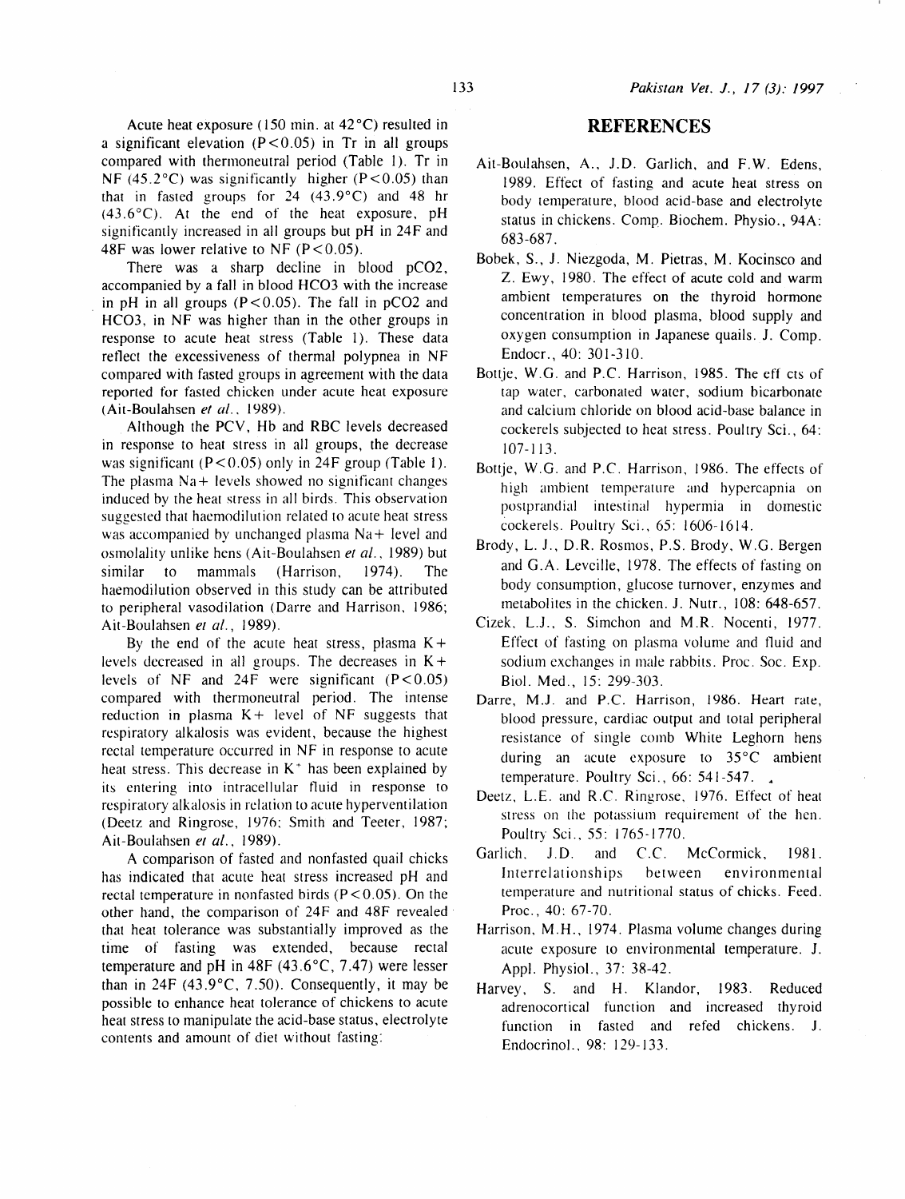Acute heat exposure (150 min. at 42°C) resulted in a significant elevation ($P<0.05$) in Tr in all groups compared with thermoneutral period (Table 1). Tr in NF (45.2°C) was significantly higher ($P<0.05$) than that in fasted groups for 24 (43.9°C) and 48 hr (43.6°C). At the end of the heat exposure, pH significantly increased in all groups but pH in 24F and 48F was lower relative to NF ($P<0.05$).

There was a sharp decline in blood $pCO_2$, accompanied by a fall in blood $HCO_3$ with the increase in pH in all groups ($P<0.05$). The fall in $pCO_2$ and $HCO_3$, in NF was higher than in the other groups in response to acute heat stress (Table 1). These data reflect the excessiveness of thermal polypnea in NF compared with fasted groups in agreement with the data reported for fasted chicken under acute heat exposure (Ait-Boulahsen *et al.*, 1989).

Although the PCV, Hb and RBC levels decreased in response to heat stress in all groups, the decrease was significant ($P<0.05$) only in 24F group (Table 1). The plasma $Na+$ levels showed no significant changes induced by the heat stress in all birds. This observation suggested that haemodilution related to acute heat stress was accompanied by unchanged plasma $Na+$ level and osmolality unlike hens (Ait-Boulahsen *et al.*, 1989) but similar to mammals (Harrison, 1974). The haemodilution observed in this study can be attributed to peripheral vasodilation (Darre and Harrison, 1986; Ait-Boulahsen *et al.*, 1989).

By the end of the acute heat stress, plasma $K+$ levels decreased in all groups. The decreases in $K+$ levels of NF and 24F were significant ($P<0.05$) compared with thermoneutral period. The intense reduction in plasma $K+$ level of NF suggests that respiratory alkalosis was evident, because the highest rectal temperature occurred in NF in response to acute heat stress. This decrease in $K^+$ has been explained by its entering into intracellular fluid in response to respiratory alkalosis in relation to acute hyperventilation (Deetz and Ringrose, 1976; Smith and Teeter, 1987; Ait-Boulahsen *et al.*, 1989).

A comparison of fasted and nonfasted quail chicks has indicated that acute heat stress increased pH and rectal temperature in nonfasted birds ($P<0.05$). On the other hand, the comparison of 24F and 48F revealed that heat tolerance was substantially improved as the time of fasting was extended, because rectal temperature and pH in 48F (43.6°C, 7.47) were lesser than in 24F (43.9°C, 7.50). Consequently, it may be possible to enhance heat tolerance of chickens to acute heat stress to manipulate the acid-base status, electrolyte contents and amount of diet without fasting.

## REFERENCES

Ait-Boulahsen, A., J.D. Garlich, and F.W. Edens, 1989. Effect of fasting and acute heat stress on body temperature, blood acid-base and electrolyte status in chickens. Comp. Biochem. Physio., 94A: 683-687.

Bobek, S., J. Niezgoda, M. Pietras, M. Kocinsco and Z. Ewy, 1980. The effect of acute cold and warm ambient temperatures on the thyroid hormone concentration in blood plasma, blood supply and oxygen consumption in Japanese quails. J. Comp. Endocr., 40: 301-310.

Bottje, W.G. and P.C. Harrison, 1985. The eff cts of tap water, carbonated water, sodium bicarbonate and calcium chloride on blood acid-base balance in cockerels subjected to heat stress. Poultry Sci., 64: 107-113.

Bottje, W.G. and P.C. Harrison, 1986. The effects of high ambient temperature and hypercapnia on postprandial intestinal hypermia in domestic cockerels. Poultry Sci., 65: 1606-1614.

Brody, L. J., D.R. Rosmos, P.S. Brody, W.G. Bergen and G.A. Leveille, 1978. The effects of fasting on body consumption, glucose turnover, enzymes and metabolites in the chicken. J. Nutr., 108: 648-657.

Cizek, L.J., S. Simchon and M.R. Nocenti, 1977. Effect of fasting on plasma volume and fluid and sodium exchanges in male rabbits. Proc. Soc. Exp. Biol. Med., 15: 299-303.

Darre, M.J. and P.C. Harrison, 1986. Heart rate, blood pressure, cardiac output and total peripheral resistance of single comb White Leghorn hens during an acute exposure to 35°C ambient temperature. Poultry Sci., 66: 541-547.

Deetz, L.E. and R.C. Ringrose, 1976. Effect of heat stress on the potassium requirement of the hen. Poultry Sci., 55: 1765-1770.

Garlich, J.D. and C.C. McCormick, 1981. Interrelationships between environmental temperature and nutritional status of chicks. Feed. Proc., 40: 67-70.

Harrison, M.H., 1974. Plasma volume changes during acute exposure to environmental temperature. J. Appl. Physiol., 37: 38-42.

Harvey, S. and H. Klandor, 1983. Reduced adrenocortical function and increased thyroid function in fasted and refed chickens. J. Endocrinol., 98: 129-133.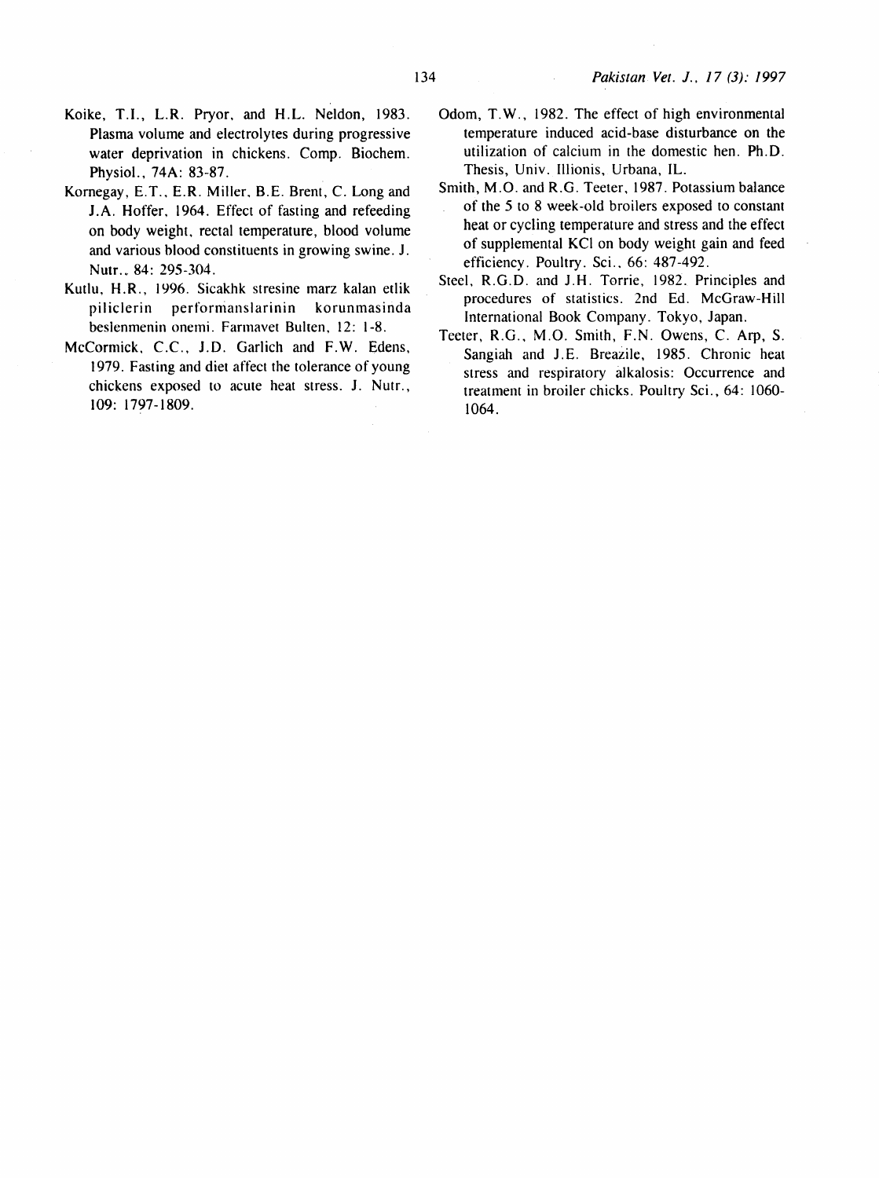Koike, T.I., L.R. Pryor, and H.L. Neldon, 1983. Plasma volume and electrolytes during progressive water deprivation in chickens. Comp. Biochem. Physiol., 74A: 83-87.

Kornegay, E.T., E.R. Miller, B.E. Brent, C. Long and J.A. Hoffer, 1964. Effect of fasting and refeeding on body weight, rectal temperature, blood volume and various blood constituents in growing swine. J. Nutr., 84: 295-304.

Kutlu, H.R., 1996. Sicakhk stresine marz kalan etlik piliclerin performanslarinin korunmasinda beslenmenin onemi. Farmavet Bulten, 12: 1-8.

McCormick, C.C., J.D. Garlich and F.W. Edens, 1979. Fasting and diet affect the tolerance of young chickens exposed to acute heat stress. J. Nutr., 109: 1797-1809.

Odom, T.W., 1982. The effect of high environmental temperature induced acid-base disturbance on the utilization of calcium in the domestic hen. Ph.D. Thesis, Univ. Illionis, Urbana, IL.

Smith, M.O. and R.G. Teeter, 1987. Potassium balance of the 5 to 8 week-old broilers exposed to constant heat or cycling temperature and stress and the effect of supplemental KCl on body weight gain and feed efficiency. Poultry. Sci., 66: 487-492.

Steel, R.G.D. and J.H. Torrie, 1982. Principles and procedures of statistics. 2nd Ed. McGraw-Hill International Book Company. Tokyo, Japan.

Teeter, R.G., M.O. Smith, F.N. Owens, C. Arp, S. Sangiah and J.E. Breazile, 1985. Chronic heat stress and respiratory alkalosis: Occurrence and treatment in broiler chicks. Poultry Sci., 64: 1060-1064.